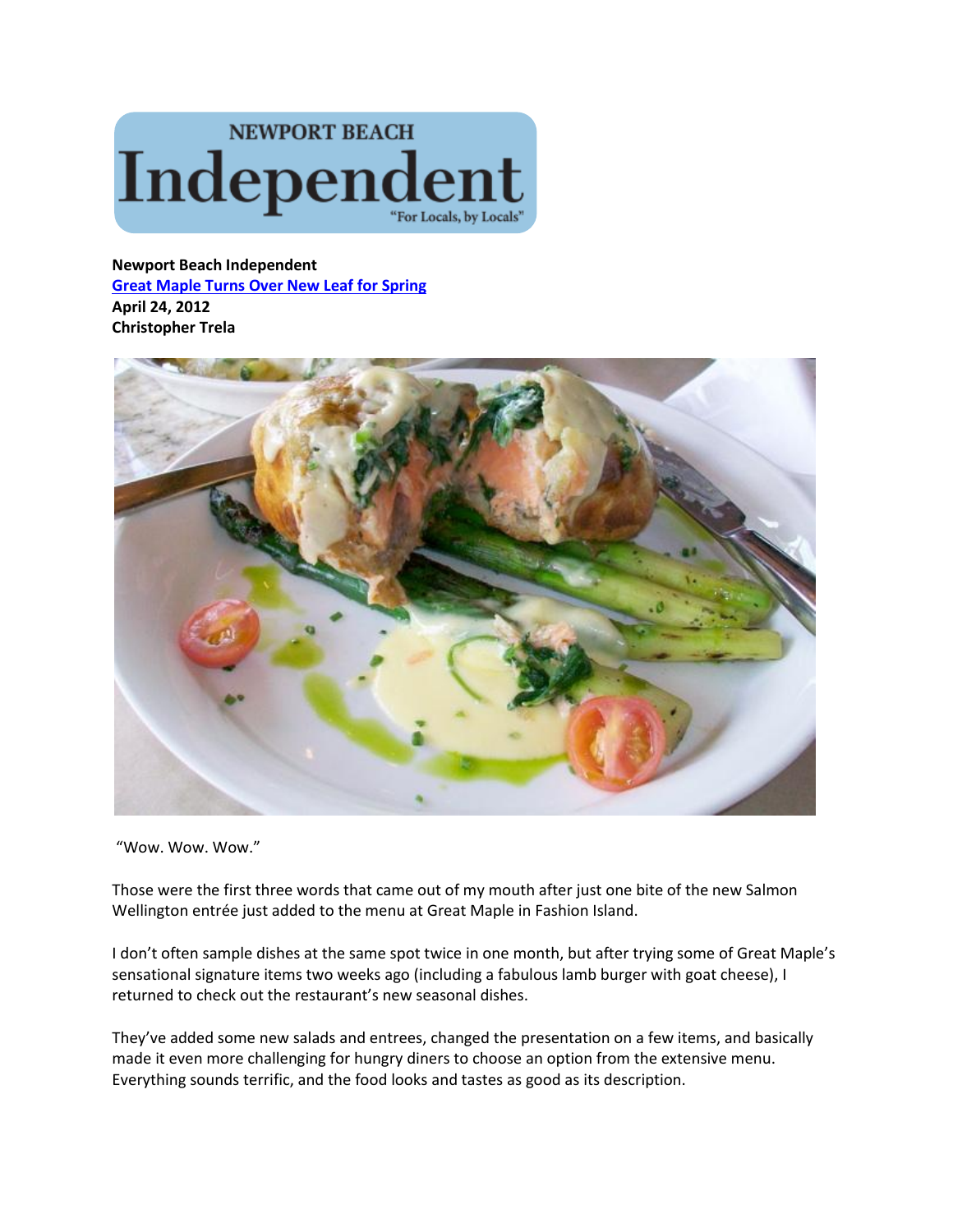# NEWPORT BEACH Independent

"For Locals, by Locals"

**Newport Beach Independent**
**Great Maple Turns Over New Leaf for Spring**
**April 24, 2012**
**Christopher Trela**

"Wow. Wow. Wow."

Those were the first three words that came out of my mouth after just one bite of the new Salmon Wellington entrée just added to the menu at Great Maple in Fashion Island.

I don't often sample dishes at the same spot twice in one month, but after trying some of Great Maple's sensational signature items two weeks ago (including a fabulous lamb burger with goat cheese), I returned to check out the restaurant's new seasonal dishes.

They've added some new salads and entrees, changed the presentation on a few items, and basically made it even more challenging for hungry diners to choose an option from the extensive menu. Everything sounds terrific, and the food looks and tastes as good as its description.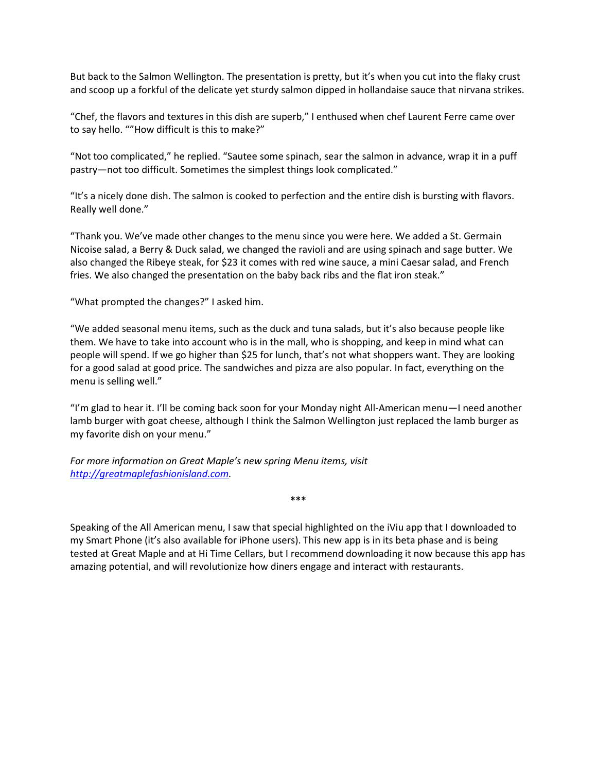But back to the Salmon Wellington. The presentation is pretty, but it's when you cut into the flaky crust and scoop up a forkful of the delicate yet sturdy salmon dipped in hollandaise sauce that nirvana strikes.

"Chef, the flavors and textures in this dish are superb," I enthused when chef Laurent Ferre came over to say hello. ""How difficult is this to make?"

"Not too complicated," he replied. "Sautee some spinach, sear the salmon in advance, wrap it in a puff pastry—not too difficult. Sometimes the simplest things look complicated."

"It's a nicely done dish. The salmon is cooked to perfection and the entire dish is bursting with flavors. Really well done."

"Thank you. We've made other changes to the menu since you were here. We added a St. Germain Nicoise salad, a Berry & Duck salad, we changed the ravioli and are using spinach and sage butter. We also changed the Ribeye steak, for $23 it comes with red wine sauce, a mini Caesar salad, and French fries. We also changed the presentation on the baby back ribs and the flat iron steak."

"What prompted the changes?" I asked him.

"We added seasonal menu items, such as the duck and tuna salads, but it's also because people like them. We have to take into account who is in the mall, who is shopping, and keep in mind what can people will spend. If we go higher than $25 for lunch, that's not what shoppers want. They are looking for a good salad at good price. The sandwiches and pizza are also popular. In fact, everything on the menu is selling well."

"I'm glad to hear it. I'll be coming back soon for your Monday night All-American menu—I need another lamb burger with goat cheese, although I think the Salmon Wellington just replaced the lamb burger as my favorite dish on your menu."

*For more information on Great Maple's new spring Menu items, visit [http://greatmaplefashionisland.com](http://greatmaplefashionisland.com).*

***

Speaking of the All American menu, I saw that special highlighted on the iViu app that I downloaded to my Smart Phone (it's also available for iPhone users). This new app is in its beta phase and is being tested at Great Maple and at Hi Time Cellars, but I recommend downloading it now because this app has amazing potential, and will revolutionize how diners engage and interact with restaurants.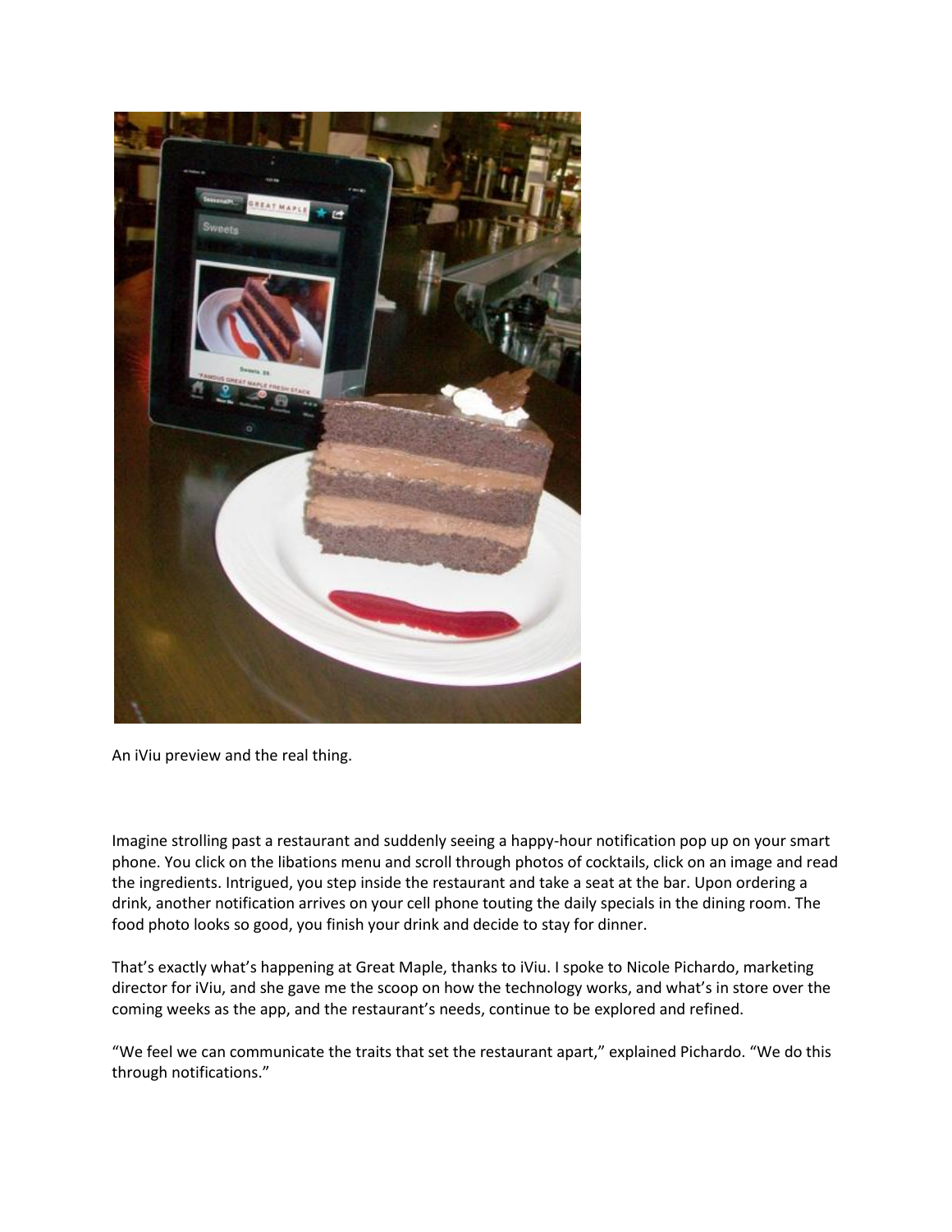An iViu preview and the real thing.

Imagine strolling past a restaurant and suddenly seeing a happy-hour notification pop up on your smart phone. You click on the libations menu and scroll through photos of cocktails, click on an image and read the ingredients. Intrigued, you step inside the restaurant and take a seat at the bar. Upon ordering a drink, another notification arrives on your cell phone touting the daily specials in the dining room. The food photo looks so good, you finish your drink and decide to stay for dinner.

That's exactly what's happening at Great Maple, thanks to iViu. I spoke to Nicole Pichardo, marketing director for iViu, and she gave me the scoop on how the technology works, and what's in store over the coming weeks as the app, and the restaurant's needs, continue to be explored and refined.

"We feel we can communicate the traits that set the restaurant apart," explained Pichardo. "We do this through notifications."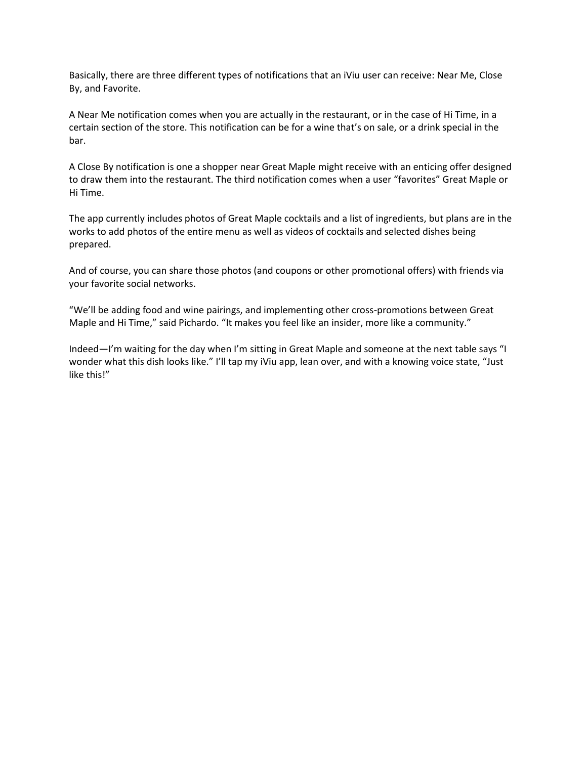Basically, there are three different types of notifications that an iViu user can receive: Near Me, Close By, and Favorite.

A Near Me notification comes when you are actually in the restaurant, or in the case of Hi Time, in a certain section of the store. This notification can be for a wine that's on sale, or a drink special in the bar.

A Close By notification is one a shopper near Great Maple might receive with an enticing offer designed to draw them into the restaurant. The third notification comes when a user "favorites" Great Maple or Hi Time.

The app currently includes photos of Great Maple cocktails and a list of ingredients, but plans are in the works to add photos of the entire menu as well as videos of cocktails and selected dishes being prepared.

And of course, you can share those photos (and coupons or other promotional offers) with friends via your favorite social networks.

"We'll be adding food and wine pairings, and implementing other cross-promotions between Great Maple and Hi Time," said Pichardo. "It makes you feel like an insider, more like a community."

Indeed—I'm waiting for the day when I'm sitting in Great Maple and someone at the next table says "I wonder what this dish looks like." I'll tap my iViu app, lean over, and with a knowing voice state, "Just like this!"